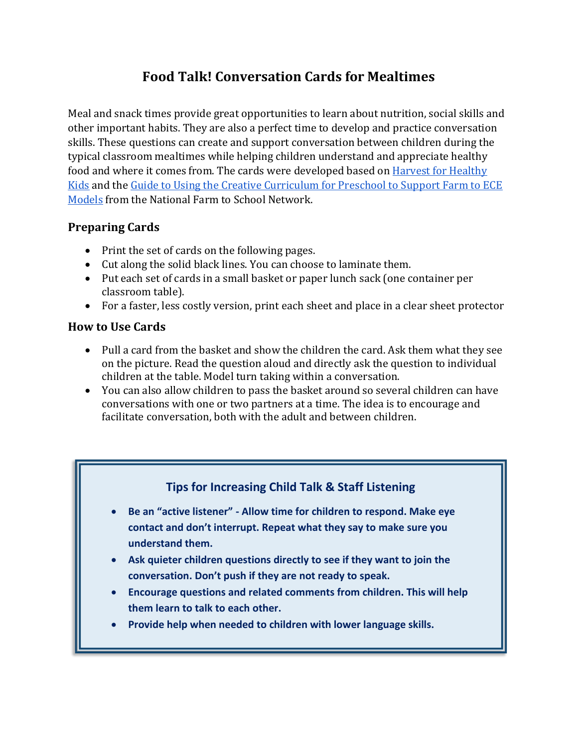# Food Talk! Conversation Cards for Mealtimes

Meal and snack times provide great opportunities to learn about nutrition, social skills and other important habits. They are also a perfect time to develop and practice conversation skills. These questions can create and support conversation between children during the typical classroom mealtimes while helping children understand and appreciate healthy food and where it comes from. The cards were developed based on Harvest for Healthy Kids and the Guide to Using the Creative Curriculum for Preschool to Support Farm to ECE Models from the National Farm to School Network.

### Preparing Cards

- Print the set of cards on the following pages.
- Cut along the solid black lines. You can choose to laminate them.
- Put each set of cards in a small basket or paper lunch sack (one container per classroom table).
- For a faster, less costly version, print each sheet and place in a clear sheet protector

### How to Use Cards

- Pull a card from the basket and show the children the card. Ask them what they see on the picture. Read the question aloud and directly ask the question to individual children at the table. Model turn taking within a conversation.
- You can also allow children to pass the basket around so several children can have conversations with one or two partners at a time. The idea is to encourage and facilitate conversation, both with the adult and between children.

### Tips for Increasing Child Talk & Staff Listening

- **Be an "active listener" - Allow time for children to respond. Make eye contact and don't interrupt. Repeat what they say to make sure you understand them.**
- **Ask quieter children questions directly to see if they want to join the conversation. Don't push if they are not ready to speak.**
- **Encourage questions and related comments from children. This will help them learn to talk to each other.**
- **Provide help when needed to children with lower language skills.**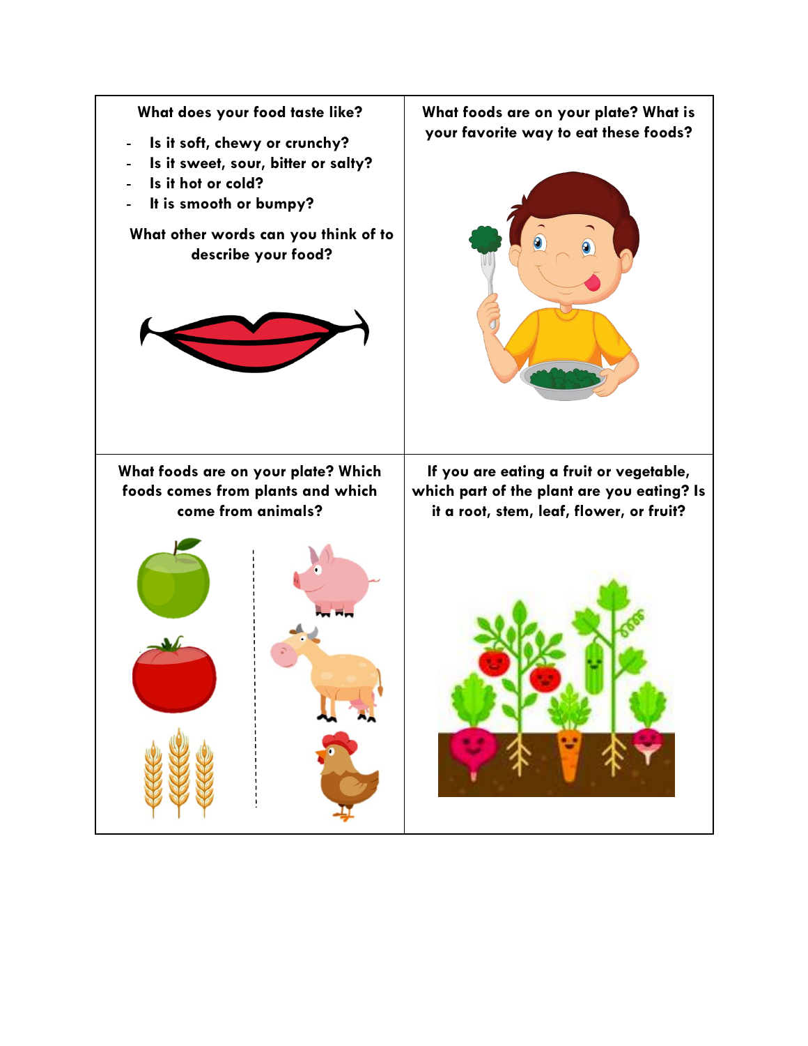**What does your food taste like?**

- **Is it soft, chewy or crunchy?**
- **Is it sweet, sour, bitter or salty?**
- **Is it hot or cold?**
- **It is smooth or bumpy?**

**What other words can you think of to describe your food?**

**What foods are on your plate? What is your favorite way to eat these foods?**

**What foods are on your plate? Which foods comes from plants and which come from animals?**

**If you are eating a fruit or vegetable, which part of the plant are you eating? Is it a root, stem, leaf, flower, or fruit?**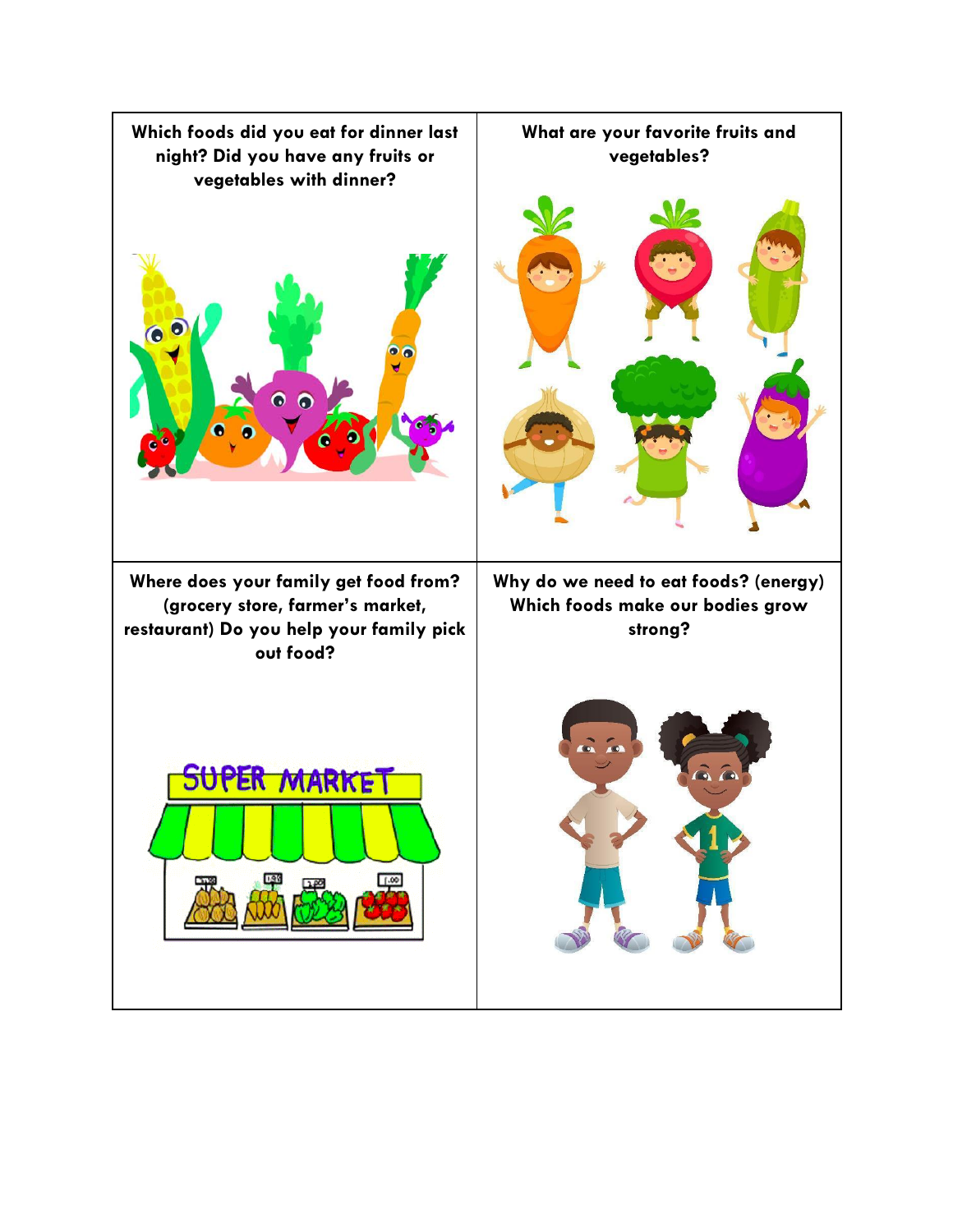| | |
|---|---|
| **Which foods did you eat for dinner last night? Did you have any fruits or vegetables with dinner?** | **What are your favorite fruits and vegetables?** |
| **Where does your family get food from? (grocery store, farmer's market, restaurant) Do you help your family pick out food?** | **Why do we need to eat foods? (energy) Which foods make our bodies grow strong?** |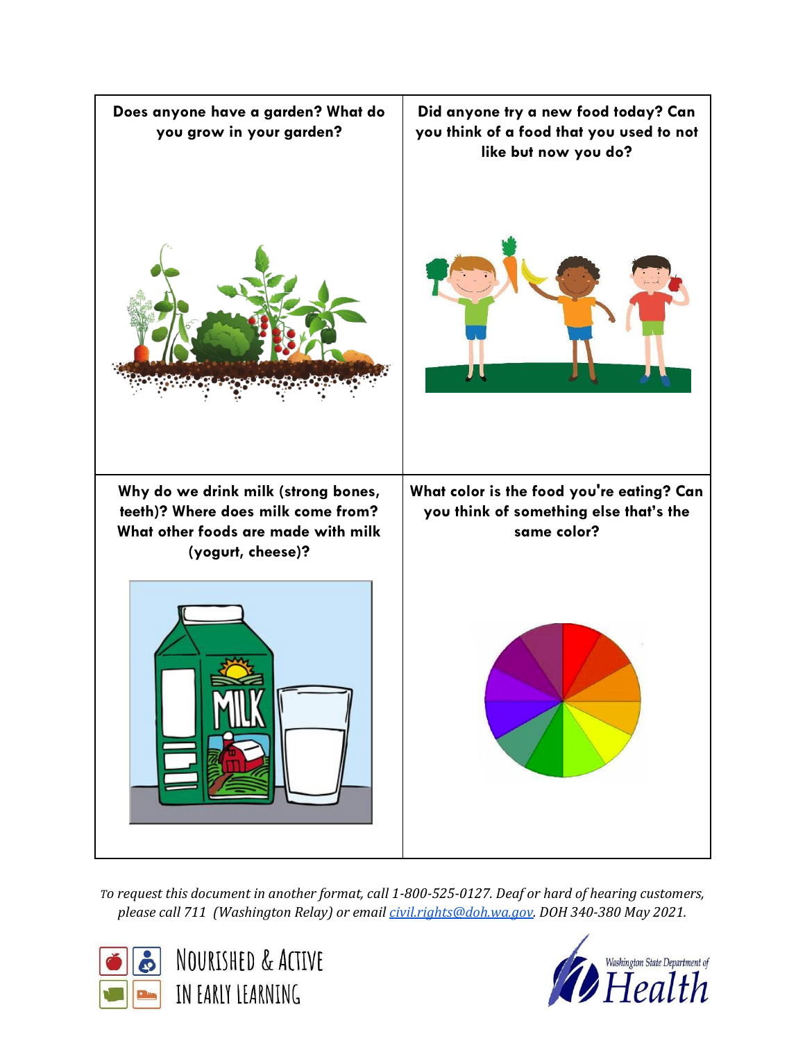| | |
|---|---|
| **Does anyone have a garden? What do you grow in your garden?** | **Did anyone try a new food today? Can you think of a food that you used to not like but now you do?** |
| **Why do we drink milk (strong bones, teeth)? Where does milk come from? What other foods are made with milk (yogurt, cheese)?** | **What color is the food you're eating? Can you think of something else that's the same color?** |

*To request this document in another format, call 1-800-525-0127. Deaf or hard of hearing customers, please call 711 (Washington Relay) or email [civil.rights@doh.wa.gov](mailto:civil.rights@doh.wa.gov). DOH 340-380 May 2021.*

Nourished & Active in Early Learning

Washington State Department of Health